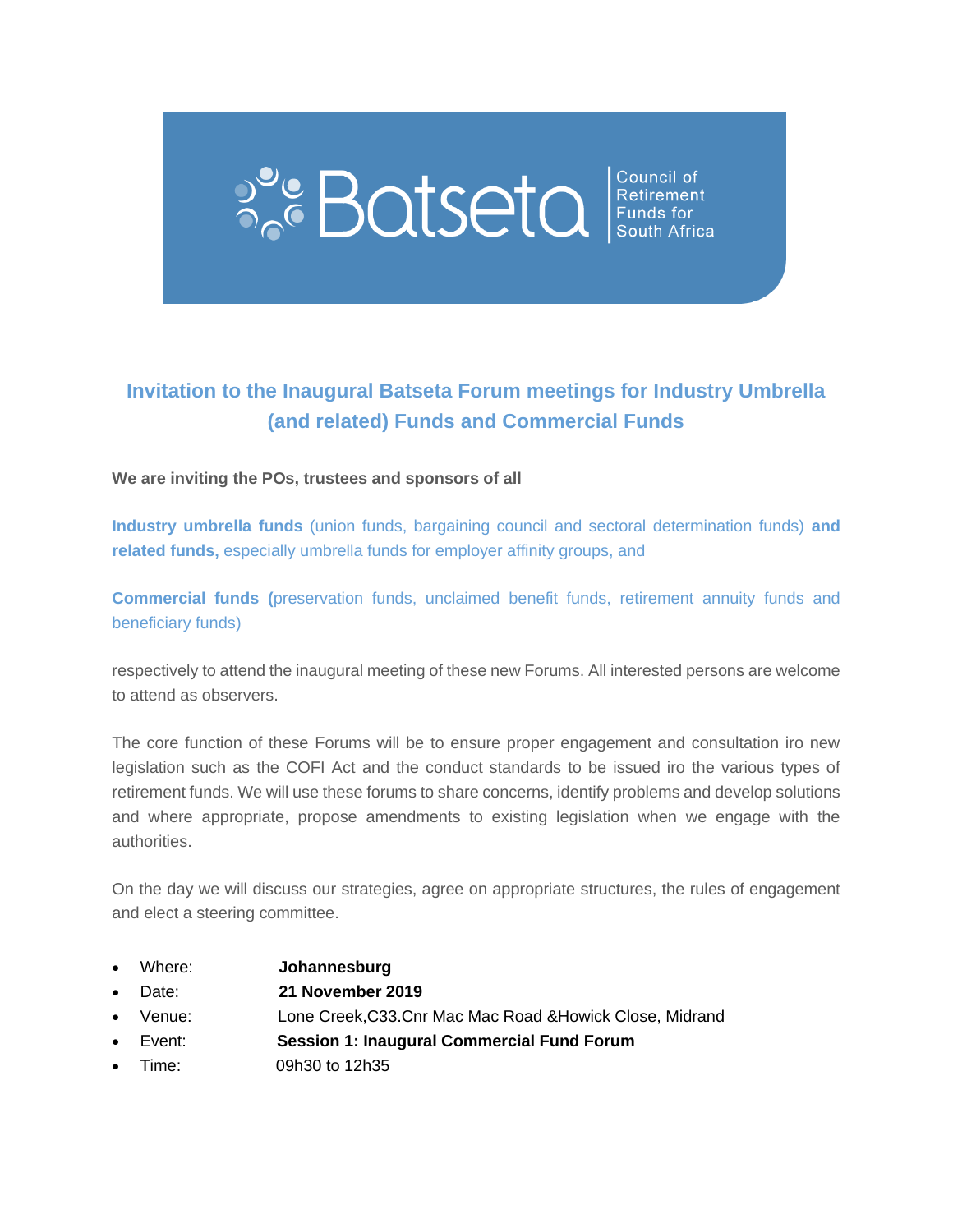Batseta | Council of Retirement Funds for South Africa

# Invitation to the Inaugural Batseta Forum meetings for Industry Umbrella (and related) Funds and Commercial Funds

**We are inviting the POs, trustees and sponsors of all**

**Industry umbrella funds** (union funds, bargaining council and sectoral determination funds) **and related funds,** especially umbrella funds for employer affinity groups, and

**Commercial funds (**preservation funds, unclaimed benefit funds, retirement annuity funds and beneficiary funds)

respectively to attend the inaugural meeting of these new Forums. All interested persons are welcome to attend as observers.

The core function of these Forums will be to ensure proper engagement and consultation iro new legislation such as the COFI Act and the conduct standards to be issued iro the various types of retirement funds. We will use these forums to share concerns, identify problems and develop solutions and where appropriate, propose amendments to existing legislation when we engage with the authorities.

On the day we will discuss our strategies, agree on appropriate structures, the rules of engagement and elect a steering committee.

- Where: **Johannesburg**
- Date: **21 November 2019**
- Venue: Lone Creek,C33.Cnr Mac Mac Road &Howick Close, Midrand
- Event: **Session 1: Inaugural Commercial Fund Forum**
- Time: 09h30 to 12h35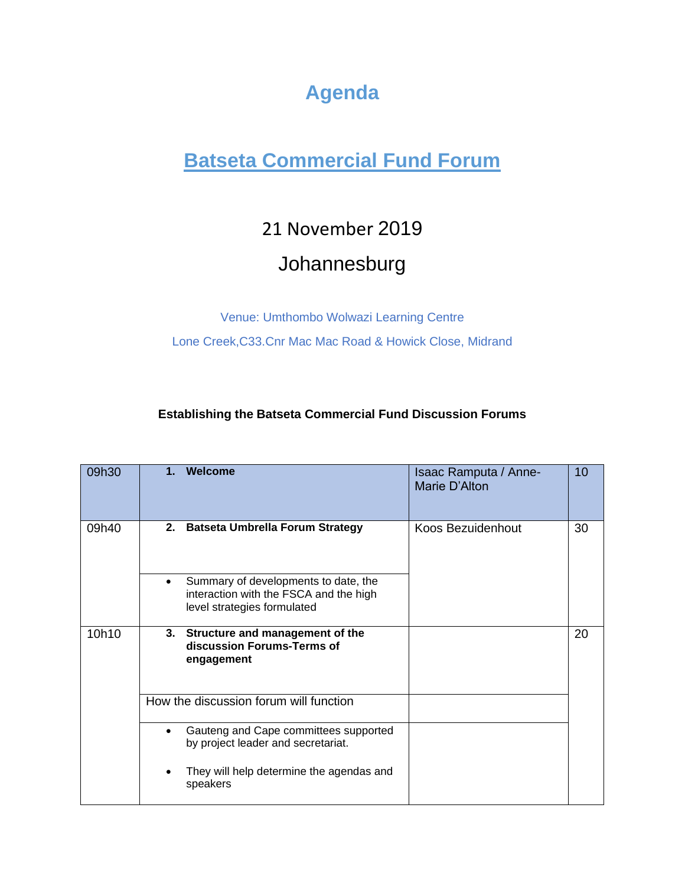# Agenda

## Batseta Commercial Fund Forum

21 November 2019

Johannesburg

Venue: Umthombo Wolwazi Learning Centre

Lone Creek,C33.Cnr Mac Mac Road & Howick Close, Midrand

**Establishing the Batseta Commercial Fund Discussion Forums**

| | | | |
|---|---|---|---|
| 09h30 | **1. Welcome** | Isaac Ramputa / Anne-Marie D'Alton | 10 |
| 09h40 | **2. Batseta Umbrella Forum Strategy** | Koos Bezuidenhout | 30 |
| | • Summary of developments to date, the interaction with the FSCA and the high level strategies formulated | | |
| 10h10 | **3. Structure and management of the discussion Forums-Terms of engagement** | | 20 |
| | How the discussion forum will function | | |
| | • Gauteng and Cape committees supported by project leader and secretariat.<br>• They will help determine the agendas and speakers | | |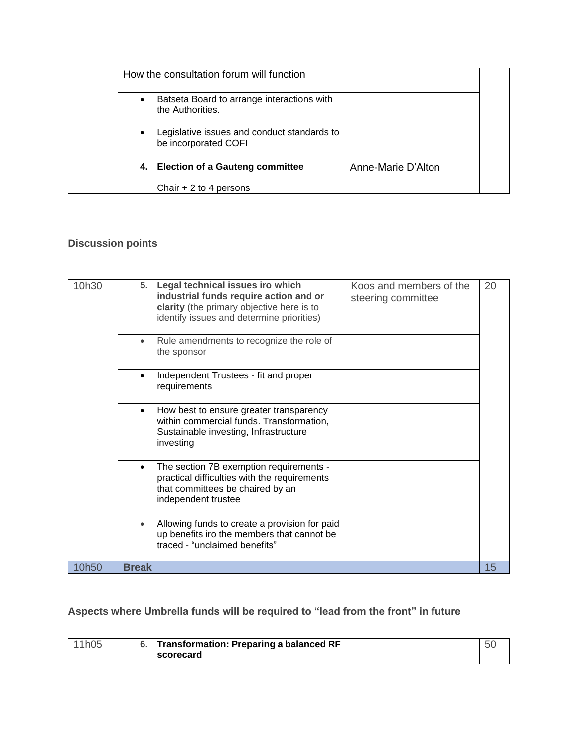|  | How the consultation forum will function |  |  |
|---|---|---|---|
|  | • Batseta Board to arrange interactions with the Authorities.<br><br>• Legislative issues and conduct standards to be incorporated COFI |  |  |
|  | **4. Election of a Gauteng committee**<br><br>Chair + 2 to 4 persons | Anne-Marie D'Alton |  |

### Discussion points

| 10h30 | **5. Legal technical issues iro which industrial funds require action and or clarity** (the primary objective here is to identify issues and determine priorities) | Koos and members of the steering committee | 20 |
|---|---|---|---|
|  | • Rule amendments to recognize the role of the sponsor |  |  |
|  | • Independent Trustees - fit and proper requirements |  |  |
|  | • How best to ensure greater transparency within commercial funds. Transformation, Sustainable investing, Infrastructure investing |  |  |
|  | • The section 7B exemption requirements - practical difficulties with the requirements that committees be chaired by an independent trustee |  |  |
|  | • Allowing funds to create a provision for paid up benefits iro the members that cannot be traced - "unclaimed benefits" |  |  |
| 10h50 | **Break** |  | 15 |

### Aspects where Umbrella funds will be required to "lead from the front" in future

| 11h05 | **6. Transformation: Preparing a balanced RF scorecard** |  | 50 |
|---|---|---|---|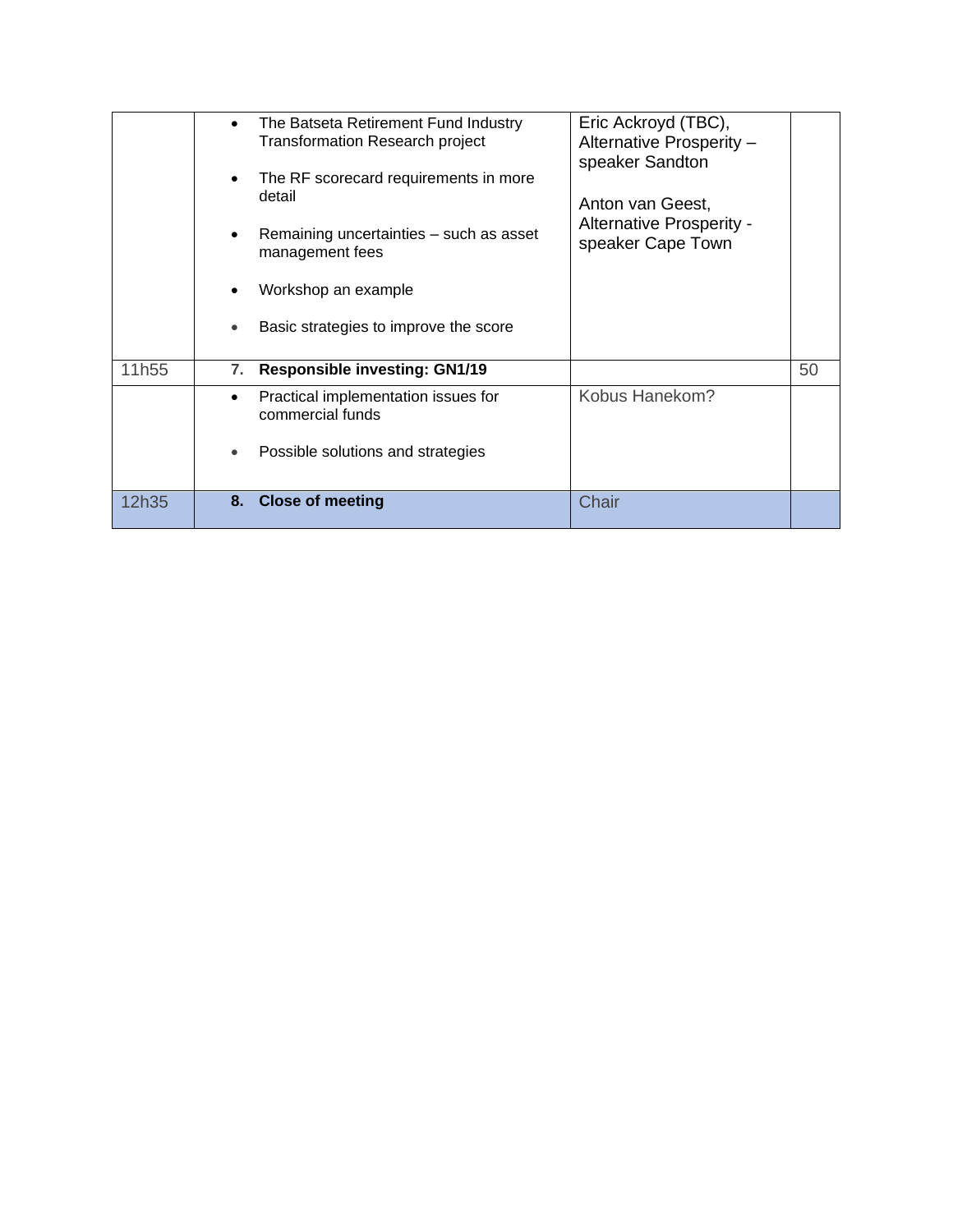| | | | |
|---|---|---|---|
| | • The Batseta Retirement Fund Industry Transformation Research project<br><br>• The RF scorecard requirements in more detail<br><br>• Remaining uncertainties – such as asset management fees<br><br>• Workshop an example<br><br>• Basic strategies to improve the score | Eric Ackroyd (TBC), Alternative Prosperity – speaker Sandton<br><br>Anton van Geest, Alternative Prosperity - speaker Cape Town | |
| 11h55 | **7. Responsible investing: GN1/19** | | 50 |
| | • Practical implementation issues for commercial funds<br><br>• Possible solutions and strategies | Kobus Hanekom? | |
| 12h35 | **8. Close of meeting** | Chair | |